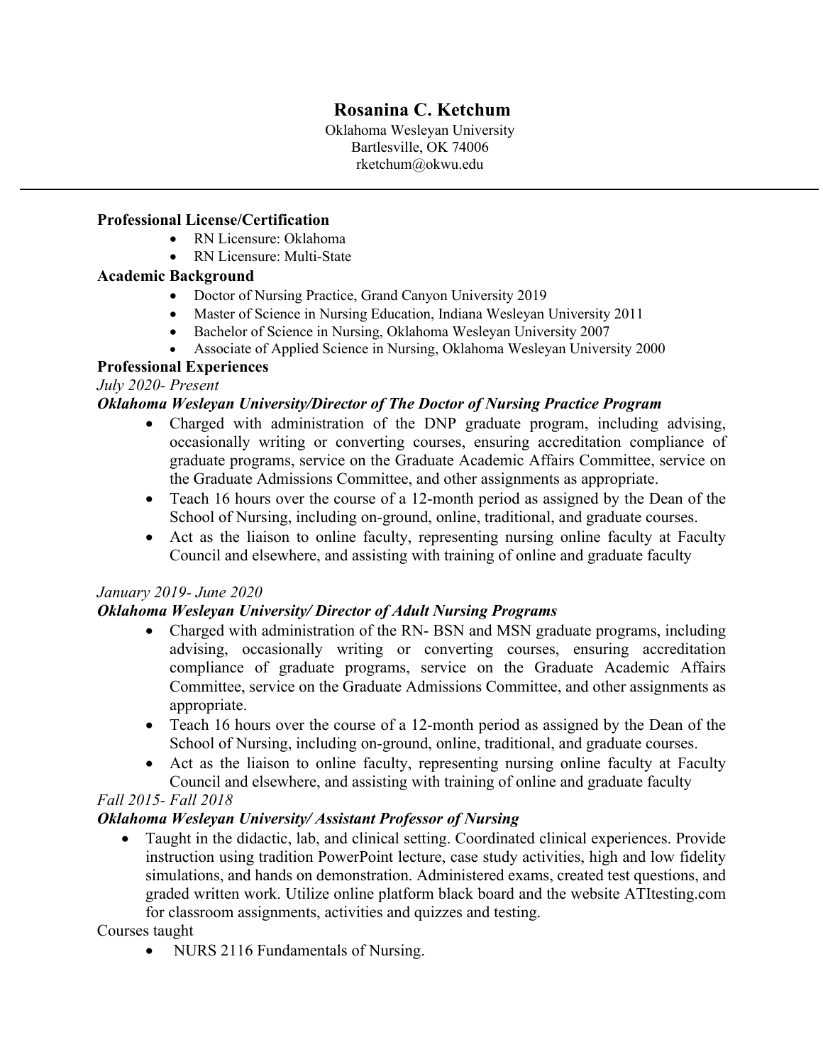# Rosanina C. Ketchum

Oklahoma Wesleyan University
Bartlesville, OK 74006
rketchum@okwu.edu

---

**Professional License/Certification**

- RN Licensure: Oklahoma
- RN Licensure: Multi-State

**Academic Background**

- Doctor of Nursing Practice, Grand Canyon University 2019
- Master of Science in Nursing Education, Indiana Wesleyan University 2011
- Bachelor of Science in Nursing, Oklahoma Wesleyan University 2007
- Associate of Applied Science in Nursing, Oklahoma Wesleyan University 2000

**Professional Experiences**

*July 2020- Present*

***Oklahoma Wesleyan University/Director of The Doctor of Nursing Practice Program***

- Charged with administration of the DNP graduate program, including advising, occasionally writing or converting courses, ensuring accreditation compliance of graduate programs, service on the Graduate Academic Affairs Committee, service on the Graduate Admissions Committee, and other assignments as appropriate.
- Teach 16 hours over the course of a 12-month period as assigned by the Dean of the School of Nursing, including on-ground, online, traditional, and graduate courses.
- Act as the liaison to online faculty, representing nursing online faculty at Faculty Council and elsewhere, and assisting with training of online and graduate faculty

*January 2019- June 2020*

***Oklahoma Wesleyan University/ Director of Adult Nursing Programs***

- Charged with administration of the RN- BSN and MSN graduate programs, including advising, occasionally writing or converting courses, ensuring accreditation compliance of graduate programs, service on the Graduate Academic Affairs Committee, service on the Graduate Admissions Committee, and other assignments as appropriate.
- Teach 16 hours over the course of a 12-month period as assigned by the Dean of the School of Nursing, including on-ground, online, traditional, and graduate courses.
- Act as the liaison to online faculty, representing nursing online faculty at Faculty Council and elsewhere, and assisting with training of online and graduate faculty

*Fall 2015- Fall 2018*

***Oklahoma Wesleyan University/ Assistant Professor of Nursing***

- Taught in the didactic, lab, and clinical setting. Coordinated clinical experiences. Provide instruction using tradition PowerPoint lecture, case study activities, high and low fidelity simulations, and hands on demonstration. Administered exams, created test questions, and graded written work. Utilize online platform black board and the website ATItesting.com for classroom assignments, activities and quizzes and testing.

Courses taught

- NURS 2116 Fundamentals of Nursing.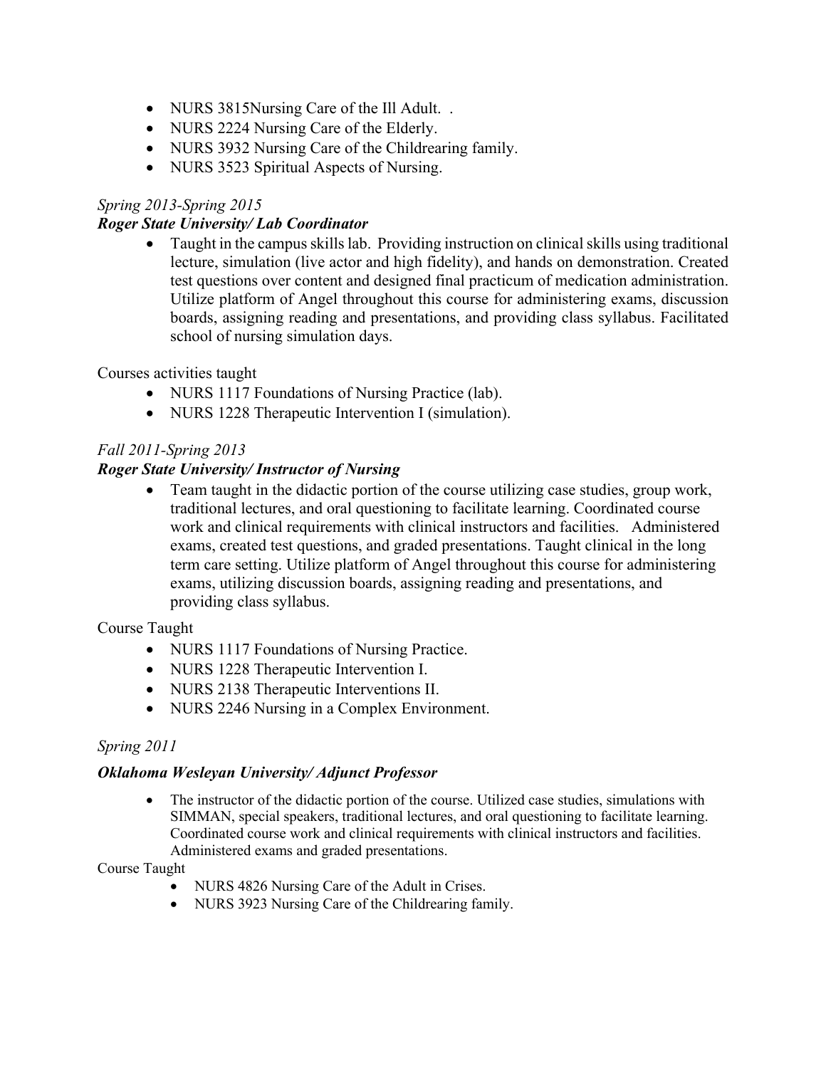- NURS 3815Nursing Care of the Ill Adult. .
- NURS 2224 Nursing Care of the Elderly.
- NURS 3932 Nursing Care of the Childrearing family.
- NURS 3523 Spiritual Aspects of Nursing.

*Spring 2013-Spring 2015*

***Roger State University/ Lab Coordinator***

- Taught in the campus skills lab. Providing instruction on clinical skills using traditional lecture, simulation (live actor and high fidelity), and hands on demonstration. Created test questions over content and designed final practicum of medication administration. Utilize platform of Angel throughout this course for administering exams, discussion boards, assigning reading and presentations, and providing class syllabus. Facilitated school of nursing simulation days.

Courses activities taught

- NURS 1117 Foundations of Nursing Practice (lab).
- NURS 1228 Therapeutic Intervention I (simulation).

*Fall 2011-Spring 2013*

***Roger State University/ Instructor of Nursing***

- Team taught in the didactic portion of the course utilizing case studies, group work, traditional lectures, and oral questioning to facilitate learning. Coordinated course work and clinical requirements with clinical instructors and facilities. Administered exams, created test questions, and graded presentations. Taught clinical in the long term care setting. Utilize platform of Angel throughout this course for administering exams, utilizing discussion boards, assigning reading and presentations, and providing class syllabus.

Course Taught

- NURS 1117 Foundations of Nursing Practice.
- NURS 1228 Therapeutic Intervention I.
- NURS 2138 Therapeutic Interventions II.
- NURS 2246 Nursing in a Complex Environment.

*Spring 2011*

***Oklahoma Wesleyan University/ Adjunct Professor***

- The instructor of the didactic portion of the course. Utilized case studies, simulations with SIMMAN, special speakers, traditional lectures, and oral questioning to facilitate learning. Coordinated course work and clinical requirements with clinical instructors and facilities. Administered exams and graded presentations.

Course Taught

- NURS 4826 Nursing Care of the Adult in Crises.
- NURS 3923 Nursing Care of the Childrearing family.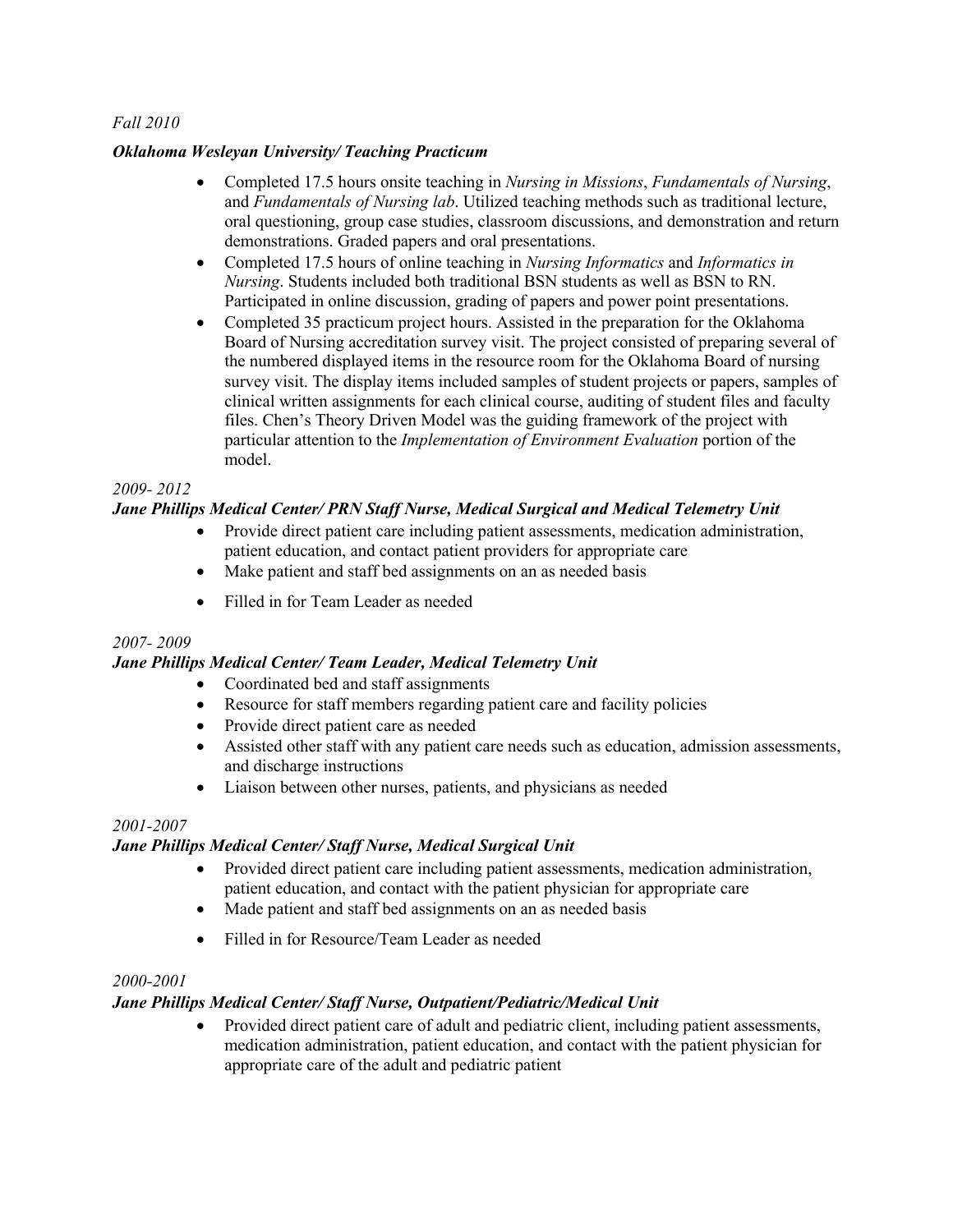*Fall 2010*

***Oklahoma Wesleyan University/ Teaching Practicum***

- Completed 17.5 hours onsite teaching in *Nursing in Missions*, *Fundamentals of Nursing*, and *Fundamentals of Nursing lab*. Utilized teaching methods such as traditional lecture, oral questioning, group case studies, classroom discussions, and demonstration and return demonstrations. Graded papers and oral presentations.
- Completed 17.5 hours of online teaching in *Nursing Informatics* and *Informatics in Nursing*. Students included both traditional BSN students as well as BSN to RN. Participated in online discussion, grading of papers and power point presentations.
- Completed 35 practicum project hours. Assisted in the preparation for the Oklahoma Board of Nursing accreditation survey visit. The project consisted of preparing several of the numbered displayed items in the resource room for the Oklahoma Board of nursing survey visit. The display items included samples of student projects or papers, samples of clinical written assignments for each clinical course, auditing of student files and faculty files. Chen's Theory Driven Model was the guiding framework of the project with particular attention to the *Implementation of Environment Evaluation* portion of the model.

*2009- 2012*

***Jane Phillips Medical Center/ PRN Staff Nurse, Medical Surgical and Medical Telemetry Unit***

- Provide direct patient care including patient assessments, medication administration, patient education, and contact patient providers for appropriate care
- Make patient and staff bed assignments on an as needed basis
- Filled in for Team Leader as needed

*2007- 2009*

***Jane Phillips Medical Center/ Team Leader, Medical Telemetry Unit***

- Coordinated bed and staff assignments
- Resource for staff members regarding patient care and facility policies
- Provide direct patient care as needed
- Assisted other staff with any patient care needs such as education, admission assessments, and discharge instructions
- Liaison between other nurses, patients, and physicians as needed

*2001-2007*

***Jane Phillips Medical Center/ Staff Nurse, Medical Surgical Unit***

- Provided direct patient care including patient assessments, medication administration, patient education, and contact with the patient physician for appropriate care
- Made patient and staff bed assignments on an as needed basis
- Filled in for Resource/Team Leader as needed

*2000-2001*

***Jane Phillips Medical Center/ Staff Nurse, Outpatient/Pediatric/Medical Unit***

- Provided direct patient care of adult and pediatric client, including patient assessments, medication administration, patient education, and contact with the patient physician for appropriate care of the adult and pediatric patient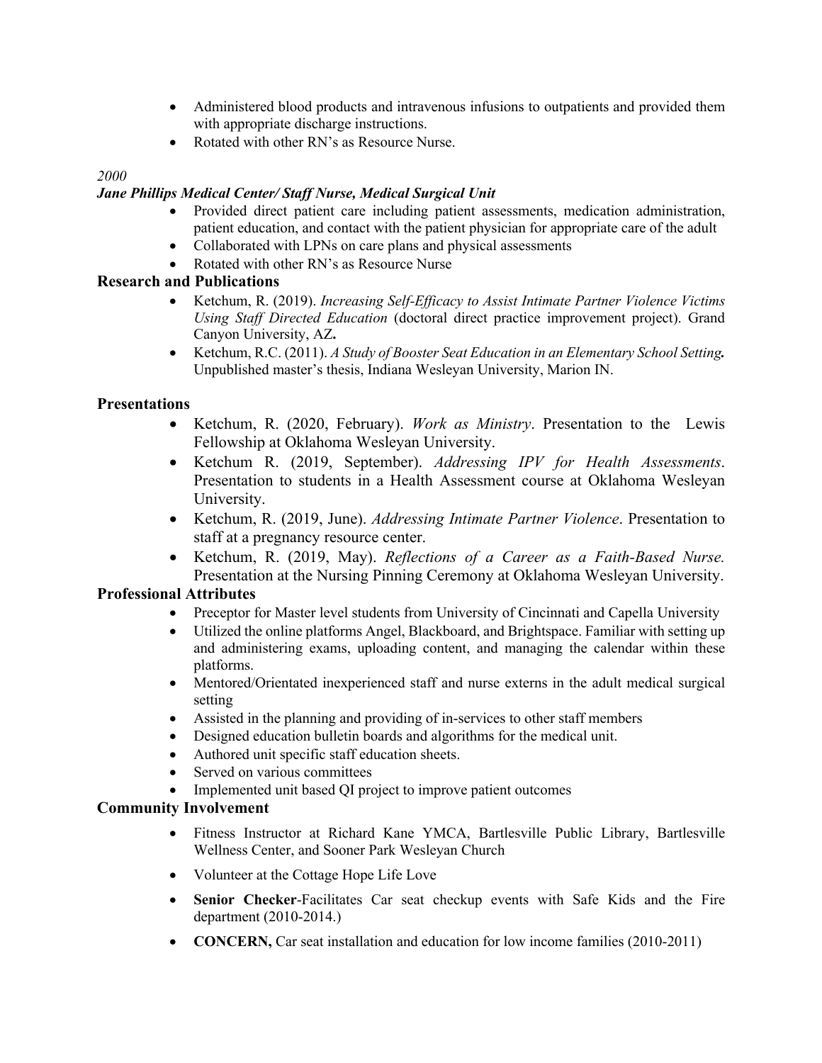- Administered blood products and intravenous infusions to outpatients and provided them with appropriate discharge instructions.
- Rotated with other RN's as Resource Nurse.

*2000*

***Jane Phillips Medical Center/ Staff Nurse, Medical Surgical Unit***

- Provided direct patient care including patient assessments, medication administration, patient education, and contact with the patient physician for appropriate care of the adult
- Collaborated with LPNs on care plans and physical assessments
- Rotated with other RN's as Resource Nurse

## Research and Publications

- Ketchum, R. (2019). *Increasing Self-Efficacy to Assist Intimate Partner Violence Victims Using Staff Directed Education* (doctoral direct practice improvement project). Grand Canyon University, AZ**.**
- Ketchum, R.C. (2011). *A Study of Booster Seat Education in an Elementary School Setting***.** Unpublished master's thesis, Indiana Wesleyan University, Marion IN.

## Presentations

- Ketchum, R. (2020, February). *Work as Ministry*. Presentation to the Lewis Fellowship at Oklahoma Wesleyan University.
- Ketchum R. (2019, September). *Addressing IPV for Health Assessments*. Presentation to students in a Health Assessment course at Oklahoma Wesleyan University.
- Ketchum, R. (2019, June). *Addressing Intimate Partner Violence*. Presentation to staff at a pregnancy resource center.
- Ketchum, R. (2019, May). *Reflections of a Career as a Faith-Based Nurse.* Presentation at the Nursing Pinning Ceremony at Oklahoma Wesleyan University.

## Professional Attributes

- Preceptor for Master level students from University of Cincinnati and Capella University
- Utilized the online platforms Angel, Blackboard, and Brightspace. Familiar with setting up and administering exams, uploading content, and managing the calendar within these platforms.
- Mentored/Orientated inexperienced staff and nurse externs in the adult medical surgical setting
- Assisted in the planning and providing of in-services to other staff members
- Designed education bulletin boards and algorithms for the medical unit.
- Authored unit specific staff education sheets.
- Served on various committees
- Implemented unit based QI project to improve patient outcomes

## Community Involvement

- Fitness Instructor at Richard Kane YMCA, Bartlesville Public Library, Bartlesville Wellness Center, and Sooner Park Wesleyan Church
- Volunteer at the Cottage Hope Life Love
- **Senior Checker**-Facilitates Car seat checkup events with Safe Kids and the Fire department (2010-2014.)
- **CONCERN,** Car seat installation and education for low income families (2010-2011)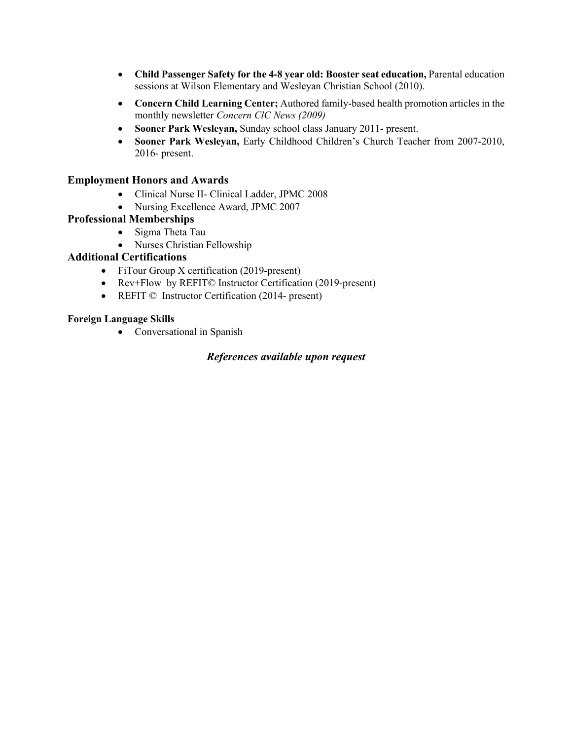- **Child Passenger Safety for the 4-8 year old: Booster seat education,** Parental education sessions at Wilson Elementary and Wesleyan Christian School (2010).
- **Concern Child Learning Center;** Authored family-based health promotion articles in the monthly newsletter *Concern ClC News (2009)*
- **Sooner Park Wesleyan,** Sunday school class January 2011- present.
- **Sooner Park Wesleyan,** Early Childhood Children's Church Teacher from 2007-2010, 2016- present.

## Employment Honors and Awards

- Clinical Nurse II- Clinical Ladder, JPMC 2008
- Nursing Excellence Award, JPMC 2007

## Professional Memberships

- Sigma Theta Tau
- Nurses Christian Fellowship

## Additional Certifications

- FiTour Group X certification (2019-present)
- Rev+Flow by REFIT© Instructor Certification (2019-present)
- REFIT © Instructor Certification (2014- present)

### Foreign Language Skills

- Conversational in Spanish

***References available upon request***